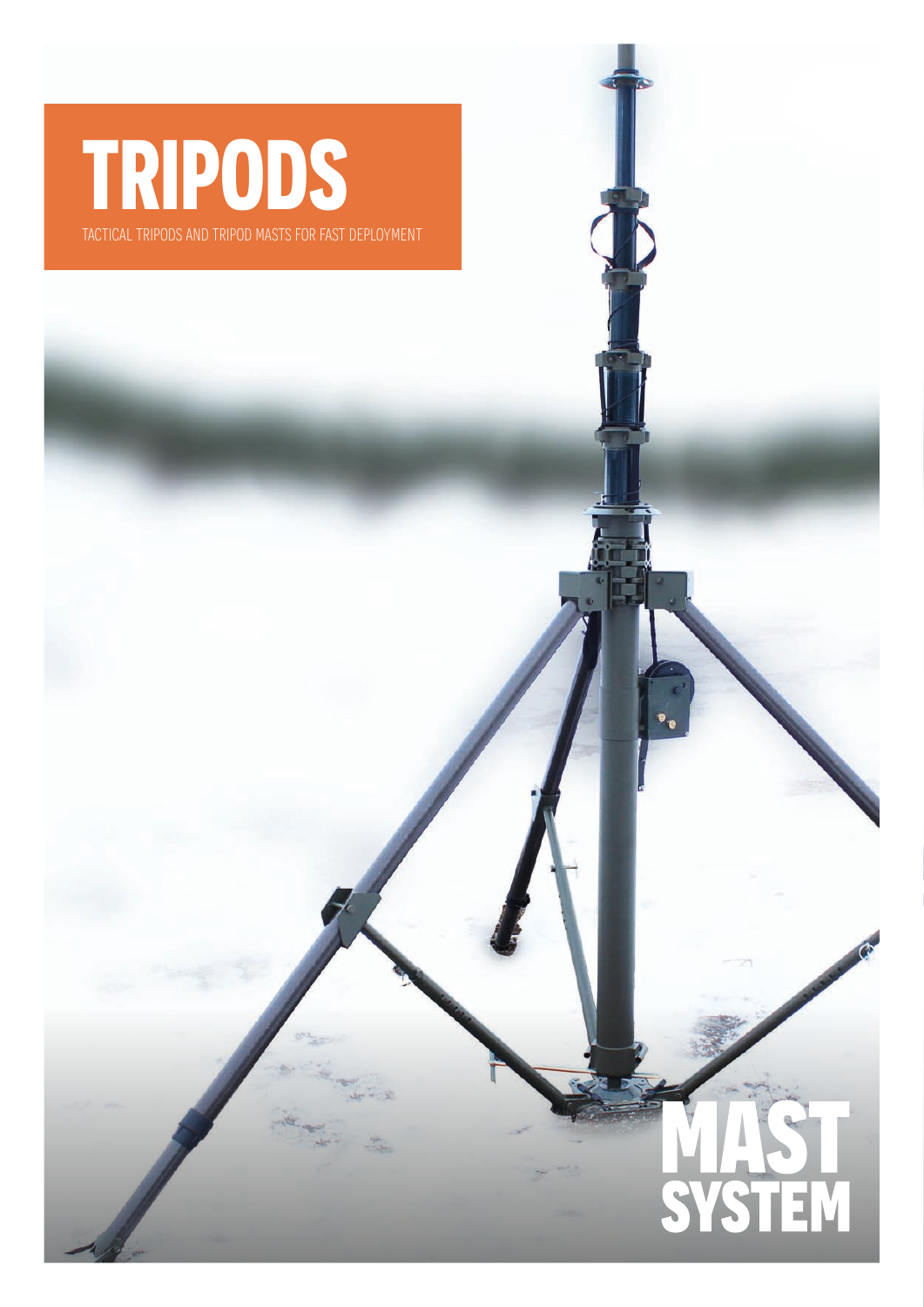# TRIPODS

TACTICAL TRIPODS AND TRIPOD MASTS FOR FAST DEPLOYMENT

MAST SYSTEM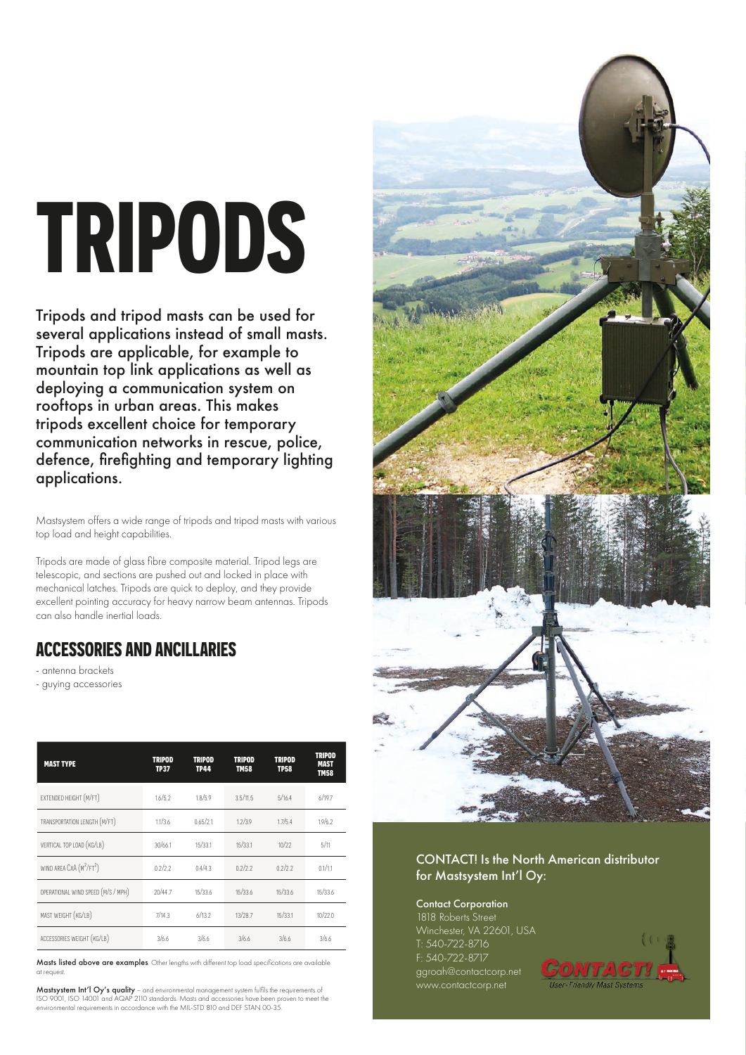# TRIPODS

Tripods and tripod masts can be used for several applications instead of small masts. Tripods are applicable, for example to mountain top link applications as well as deploying a communication system on rooftops in urban areas. This makes tripods excellent choice for temporary communication networks in rescue, police, defence, firefighting and temporary lighting applications.

Mastsystem offers a wide range of tripods and tripod masts with various top load and height capabilities.

Tripods are made of glass fibre composite material. Tripod legs are telescopic, and sections are pushed out and locked in place with mechanical latches. Tripods are quick to deploy, and they provide excellent pointing accuracy for heavy narrow beam antennas. Tripods can also handle inertial loads.

## ACCESSORIES AND ANCILLARIES

- antenna brackets
- guying accessories

| MAST TYPE | TRIPOD TP37 | TRIPOD TP44 | TRIPOD TM58 | TRIPOD TP58 | TRIPOD MAST TM58 |
|---|---|---|---|---|---|
| EXTENDED HEIGHT (M/FT) | 1.6/5.2 | 1.8/5.9 | 3.5/11.5 | 5/16.4 | 6/19.7 |
| TRANSPORTATION LENGTH (M/FT) | 1.1/3.6 | 0.65/2.1 | 1.2/3.9 | 1.7/5.4 | 1.9/6.2 |
| VERTICAL TOP LOAD (KG/LB) | 30/66.1 | 15/33.1 | 15/33.1 | 10/22 | 5/11 |
| WIND AREA CXA ($M^2$/$FT^2$) | 0.2/2.2 | 0.4/4.3 | 0.2/2.2 | 0.2/2.2 | 0.1/1.1 |
| OPERATIONAL WIND SPEED (M/S / MPH) | 20/44.7 | 15/33.6 | 15/33.6 | 15/33.6 | 15/33.6 |
| MAST WEIGHT (KG/LB) | 7/14.3 | 6/13.2 | 13/28.7 | 15/33.1 | 10/22.0 |
| ACCESSORIES WEIGHT (KG/LB) | 3/6.6 | 3/6.6 | 3/6.6 | 3/6.6 | 3/6.6 |

**Masts listed above are examples**. Other lengths with different top load specifications are available at request.

**Mastsystem Int'l Oy's quality** – and environmental management system fulfils the requirements of ISO 9001, ISO 14001 and AQAP 2110 standards. Masts and accessories have been proven to meet the environmental requirements in accordance with the MIL-STD 810 and DEF STAN 00-35.

CONTACT! Is the North American distributor for Mastsystem Int'l Oy:

**Contact Corporation**
1818 Roberts Street
Winchester, VA 22601, USA
T: 540-722-8716
F: 540-722-8717
ggroah@contactcorp.net
www.contactcorp.net

CONTACT! User-Friendly Mast Systems